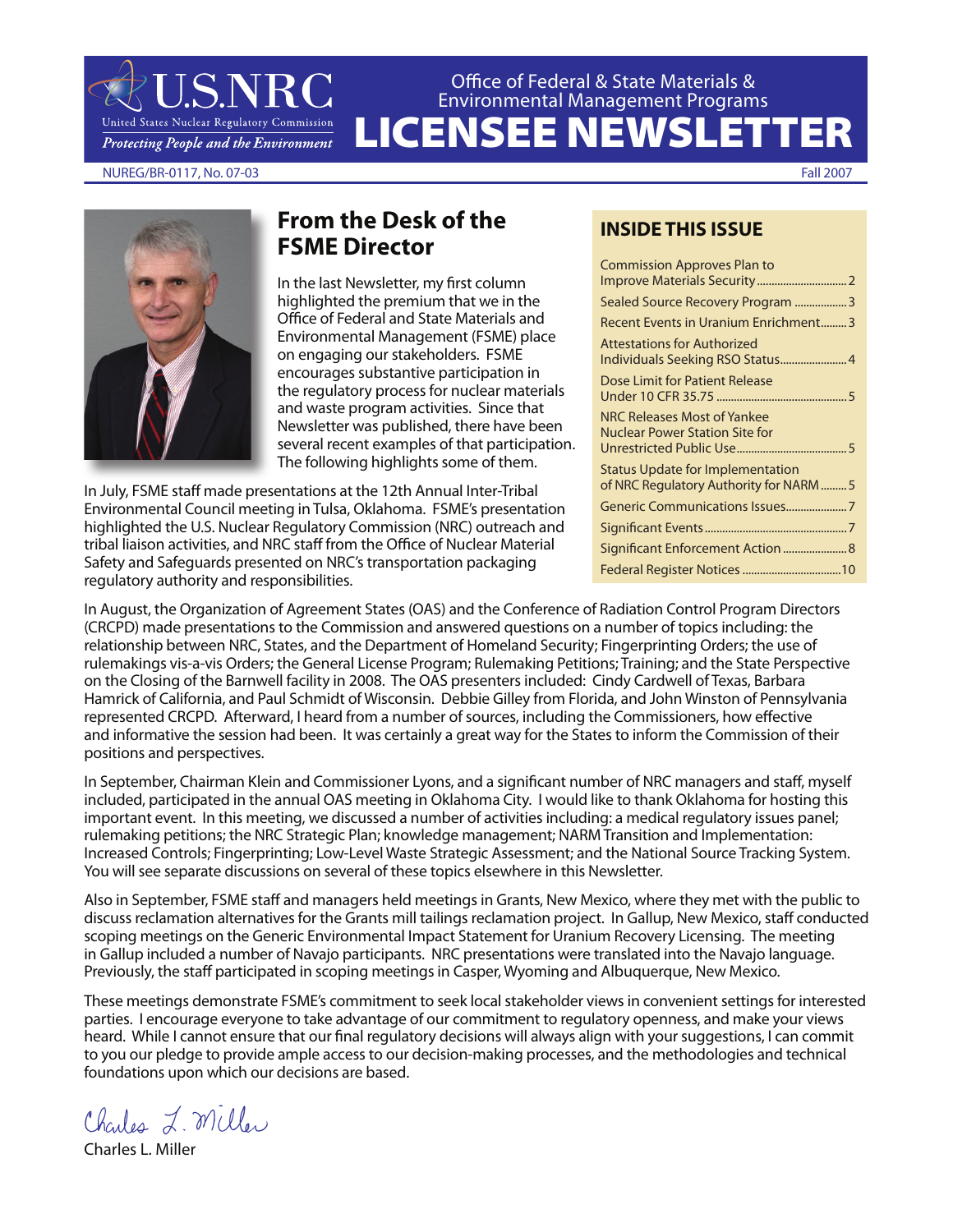# U.S.NRC

United States Nuclear Regulatory Commission

*Protecting People and the Environment*

Office of Federal & State Materials & Environmental Management Programs

# LICENSEE NEWSLETTER

NUREG/BR-0117, No. 07-03 — Fall 2007

## INSIDE THIS ISSUE

- Commission Approves Plan to Improve Materials Security .......... 2
- Sealed Source Recovery Program .......... 3
- Recent Events in Uranium Enrichment .......... 3
- Attestations for Authorized Individuals Seeking RSO Status .......... 4
- Dose Limit for Patient Release Under 10 CFR 35.75 .......... 5
- NRC Releases Most of Yankee Nuclear Power Station Site for Unrestricted Public Use .......... 5
- Status Update for Implementation of NRC Regulatory Authority for NARM .......... 5
- Generic Communications Issues .......... 7
- Significant Events .......... 7
- Significant Enforcement Action .......... 8
- Federal Register Notices .......... 10

## From the Desk of the FSME Director

In the last Newsletter, my first column highlighted the premium that we in the Office of Federal and State Materials and Environmental Management (FSME) place on engaging our stakeholders. FSME encourages substantive participation in the regulatory process for nuclear materials and waste program activities. Since that Newsletter was published, there have been several recent examples of that participation. The following highlights some of them.

In July, FSME staff made presentations at the 12th Annual Inter-Tribal Environmental Council meeting in Tulsa, Oklahoma. FSME's presentation highlighted the U.S. Nuclear Regulatory Commission (NRC) outreach and tribal liaison activities, and NRC staff from the Office of Nuclear Material Safety and Safeguards presented on NRC's transportation packaging regulatory authority and responsibilities.

In August, the Organization of Agreement States (OAS) and the Conference of Radiation Control Program Directors (CRCPD) made presentations to the Commission and answered questions on a number of topics including: the relationship between NRC, States, and the Department of Homeland Security; Fingerprinting Orders; the use of rulemakings vis-a-vis Orders; the General License Program; Rulemaking Petitions; Training; and the State Perspective on the Closing of the Barnwell facility in 2008. The OAS presenters included: Cindy Cardwell of Texas, Barbara Hamrick of California, and Paul Schmidt of Wisconsin. Debbie Gilley from Florida, and John Winston of Pennsylvania represented CRCPD. Afterward, I heard from a number of sources, including the Commissioners, how effective and informative the session had been. It was certainly a great way for the States to inform the Commission of their positions and perspectives.

In September, Chairman Klein and Commissioner Lyons, and a significant number of NRC managers and staff, myself included, participated in the annual OAS meeting in Oklahoma City. I would like to thank Oklahoma for hosting this important event. In this meeting, we discussed a number of activities including: a medical regulatory issues panel; rulemaking petitions; the NRC Strategic Plan; knowledge management; NARM Transition and Implementation: Increased Controls; Fingerprinting; Low-Level Waste Strategic Assessment; and the National Source Tracking System. You will see separate discussions on several of these topics elsewhere in this Newsletter.

Also in September, FSME staff and managers held meetings in Grants, New Mexico, where they met with the public to discuss reclamation alternatives for the Grants mill tailings reclamation project. In Gallup, New Mexico, staff conducted scoping meetings on the Generic Environmental Impact Statement for Uranium Recovery Licensing. The meeting in Gallup included a number of Navajo participants. NRC presentations were translated into the Navajo language. Previously, the staff participated in scoping meetings in Casper, Wyoming and Albuquerque, New Mexico.

These meetings demonstrate FSME's commitment to seek local stakeholder views in convenient settings for interested parties. I encourage everyone to take advantage of our commitment to regulatory openness, and make your views heard. While I cannot ensure that our final regulatory decisions will always align with your suggestions, I can commit to you our pledge to provide ample access to our decision-making processes, and the methodologies and technical foundations upon which our decisions are based.

*Charles L. Miller*

Charles L. Miller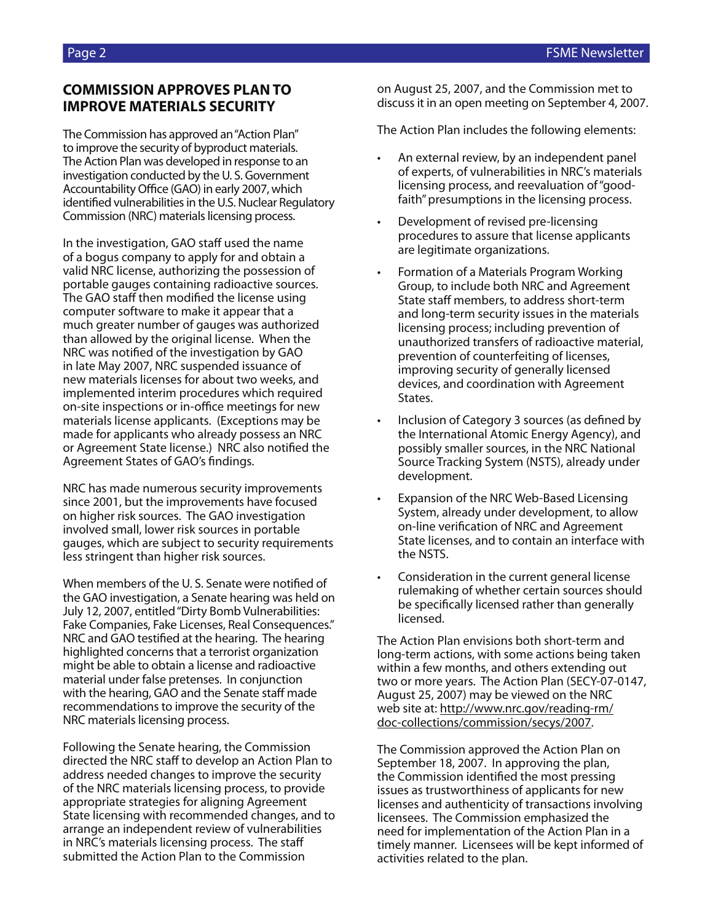## COMMISSION APPROVES PLAN TO IMPROVE MATERIALS SECURITY

The Commission has approved an "Action Plan" to improve the security of byproduct materials. The Action Plan was developed in response to an investigation conducted by the U. S. Government Accountability Office (GAO) in early 2007, which identified vulnerabilities in the U.S. Nuclear Regulatory Commission (NRC) materials licensing process.

In the investigation, GAO staff used the name of a bogus company to apply for and obtain a valid NRC license, authorizing the possession of portable gauges containing radioactive sources. The GAO staff then modified the license using computer software to make it appear that a much greater number of gauges was authorized than allowed by the original license. When the NRC was notified of the investigation by GAO in late May 2007, NRC suspended issuance of new materials licenses for about two weeks, and implemented interim procedures which required on-site inspections or in-office meetings for new materials license applicants. (Exceptions may be made for applicants who already possess an NRC or Agreement State license.) NRC also notified the Agreement States of GAO's findings.

NRC has made numerous security improvements since 2001, but the improvements have focused on higher risk sources. The GAO investigation involved small, lower risk sources in portable gauges, which are subject to security requirements less stringent than higher risk sources.

When members of the U. S. Senate were notified of the GAO investigation, a Senate hearing was held on July 12, 2007, entitled "Dirty Bomb Vulnerabilities: Fake Companies, Fake Licenses, Real Consequences." NRC and GAO testified at the hearing. The hearing highlighted concerns that a terrorist organization might be able to obtain a license and radioactive material under false pretenses. In conjunction with the hearing, GAO and the Senate staff made recommendations to improve the security of the NRC materials licensing process.

Following the Senate hearing, the Commission directed the NRC staff to develop an Action Plan to address needed changes to improve the security of the NRC materials licensing process, to provide appropriate strategies for aligning Agreement State licensing with recommended changes, and to arrange an independent review of vulnerabilities in NRC's materials licensing process. The staff submitted the Action Plan to the Commission on August 25, 2007, and the Commission met to discuss it in an open meeting on September 4, 2007.

The Action Plan includes the following elements:

- An external review, by an independent panel of experts, of vulnerabilities in NRC's materials licensing process, and reevaluation of "good-faith" presumptions in the licensing process.
- Development of revised pre-licensing procedures to assure that license applicants are legitimate organizations.
- Formation of a Materials Program Working Group, to include both NRC and Agreement State staff members, to address short-term and long-term security issues in the materials licensing process; including prevention of unauthorized transfers of radioactive material, prevention of counterfeiting of licenses, improving security of generally licensed devices, and coordination with Agreement States.
- Inclusion of Category 3 sources (as defined by the International Atomic Energy Agency), and possibly smaller sources, in the NRC National Source Tracking System (NSTS), already under development.
- Expansion of the NRC Web-Based Licensing System, already under development, to allow on-line verification of NRC and Agreement State licenses, and to contain an interface with the NSTS.
- Consideration in the current general license rulemaking of whether certain sources should be specifically licensed rather than generally licensed.

The Action Plan envisions both short-term and long-term actions, with some actions being taken within a few months, and others extending out two or more years. The Action Plan (SECY-07-0147, August 25, 2007) may be viewed on the NRC web site at: http://www.nrc.gov/reading-rm/doc-collections/commission/secys/2007.

The Commission approved the Action Plan on September 18, 2007. In approving the plan, the Commission identified the most pressing issues as trustworthiness of applicants for new licenses and authenticity of transactions involving licensees. The Commission emphasized the need for implementation of the Action Plan in a timely manner. Licensees will be kept informed of activities related to the plan.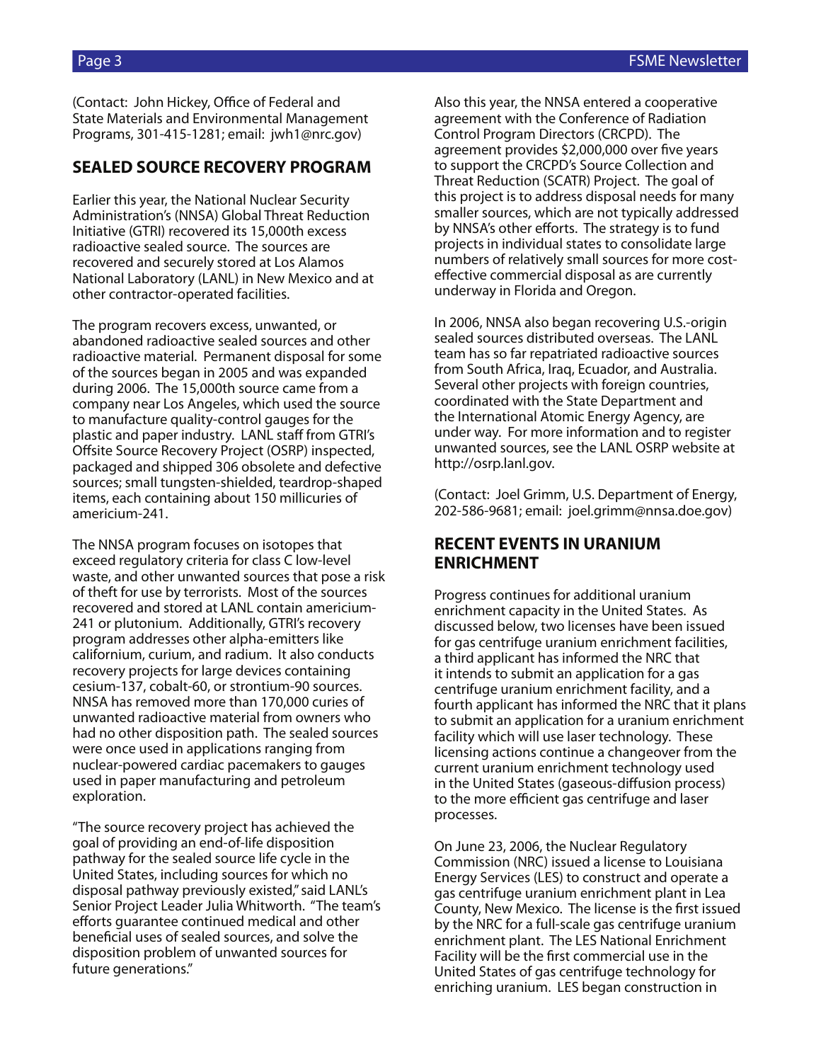(Contact: John Hickey, Office of Federal and State Materials and Environmental Management Programs, 301-415-1281; email: jwh1@nrc.gov)

## SEALED SOURCE RECOVERY PROGRAM

Earlier this year, the National Nuclear Security Administration's (NNSA) Global Threat Reduction Initiative (GTRI) recovered its 15,000th excess radioactive sealed source. The sources are recovered and securely stored at Los Alamos National Laboratory (LANL) in New Mexico and at other contractor-operated facilities.

The program recovers excess, unwanted, or abandoned radioactive sealed sources and other radioactive material. Permanent disposal for some of the sources began in 2005 and was expanded during 2006. The 15,000th source came from a company near Los Angeles, which used the source to manufacture quality-control gauges for the plastic and paper industry. LANL staff from GTRI's Offsite Source Recovery Project (OSRP) inspected, packaged and shipped 306 obsolete and defective sources; small tungsten-shielded, teardrop-shaped items, each containing about 150 millicuries of americium-241.

The NNSA program focuses on isotopes that exceed regulatory criteria for class C low-level waste, and other unwanted sources that pose a risk of theft for use by terrorists. Most of the sources recovered and stored at LANL contain americium-241 or plutonium. Additionally, GTRI's recovery program addresses other alpha-emitters like californium, curium, and radium. It also conducts recovery projects for large devices containing cesium-137, cobalt-60, or strontium-90 sources. NNSA has removed more than 170,000 curies of unwanted radioactive material from owners who had no other disposition path. The sealed sources were once used in applications ranging from nuclear-powered cardiac pacemakers to gauges used in paper manufacturing and petroleum exploration.

"The source recovery project has achieved the goal of providing an end-of-life disposition pathway for the sealed source life cycle in the United States, including sources for which no disposal pathway previously existed," said LANL's Senior Project Leader Julia Whitworth. "The team's efforts guarantee continued medical and other beneficial uses of sealed sources, and solve the disposition problem of unwanted sources for future generations."

Also this year, the NNSA entered a cooperative agreement with the Conference of Radiation Control Program Directors (CRCPD). The agreement provides $2,000,000 over five years to support the CRCPD's Source Collection and Threat Reduction (SCATR) Project. The goal of this project is to address disposal needs for many smaller sources, which are not typically addressed by NNSA's other efforts. The strategy is to fund projects in individual states to consolidate large numbers of relatively small sources for more cost-effective commercial disposal as are currently underway in Florida and Oregon.

In 2006, NNSA also began recovering U.S.-origin sealed sources distributed overseas. The LANL team has so far repatriated radioactive sources from South Africa, Iraq, Ecuador, and Australia. Several other projects with foreign countries, coordinated with the State Department and the International Atomic Energy Agency, are under way. For more information and to register unwanted sources, see the LANL OSRP website at http://osrp.lanl.gov.

(Contact: Joel Grimm, U.S. Department of Energy, 202-586-9681; email: joel.grimm@nnsa.doe.gov)

## RECENT EVENTS IN URANIUM ENRICHMENT

Progress continues for additional uranium enrichment capacity in the United States. As discussed below, two licenses have been issued for gas centrifuge uranium enrichment facilities, a third applicant has informed the NRC that it intends to submit an application for a gas centrifuge uranium enrichment facility, and a fourth applicant has informed the NRC that it plans to submit an application for a uranium enrichment facility which will use laser technology. These licensing actions continue a changeover from the current uranium enrichment technology used in the United States (gaseous-diffusion process) to the more efficient gas centrifuge and laser processes.

On June 23, 2006, the Nuclear Regulatory Commission (NRC) issued a license to Louisiana Energy Services (LES) to construct and operate a gas centrifuge uranium enrichment plant in Lea County, New Mexico. The license is the first issued by the NRC for a full-scale gas centrifuge uranium enrichment plant. The LES National Enrichment Facility will be the first commercial use in the United States of gas centrifuge technology for enriching uranium. LES began construction in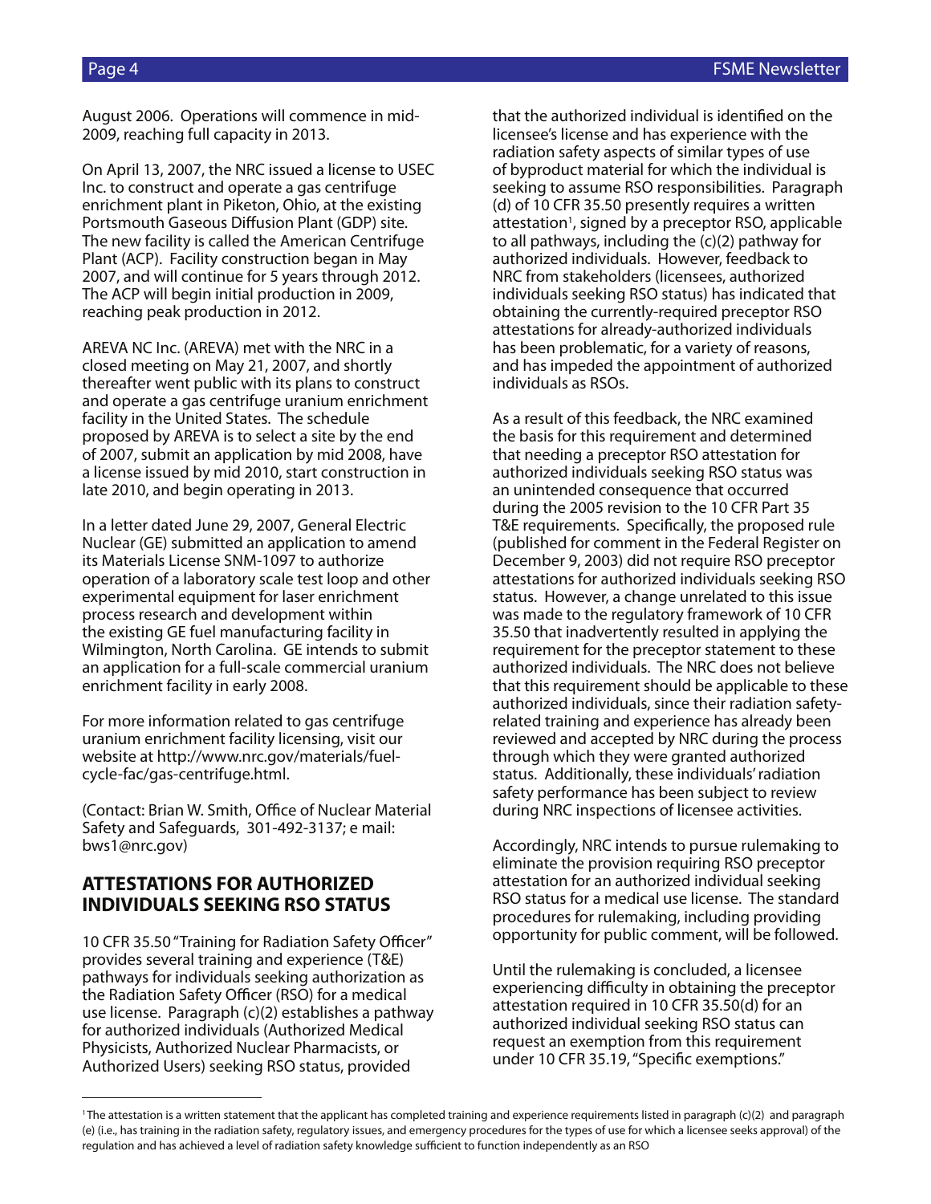August 2006. Operations will commence in mid-2009, reaching full capacity in 2013.

On April 13, 2007, the NRC issued a license to USEC Inc. to construct and operate a gas centrifuge enrichment plant in Piketon, Ohio, at the existing Portsmouth Gaseous Diffusion Plant (GDP) site. The new facility is called the American Centrifuge Plant (ACP). Facility construction began in May 2007, and will continue for 5 years through 2012. The ACP will begin initial production in 2009, reaching peak production in 2012.

AREVA NC Inc. (AREVA) met with the NRC in a closed meeting on May 21, 2007, and shortly thereafter went public with its plans to construct and operate a gas centrifuge uranium enrichment facility in the United States. The schedule proposed by AREVA is to select a site by the end of 2007, submit an application by mid 2008, have a license issued by mid 2010, start construction in late 2010, and begin operating in 2013.

In a letter dated June 29, 2007, General Electric Nuclear (GE) submitted an application to amend its Materials License SNM-1097 to authorize operation of a laboratory scale test loop and other experimental equipment for laser enrichment process research and development within the existing GE fuel manufacturing facility in Wilmington, North Carolina. GE intends to submit an application for a full-scale commercial uranium enrichment facility in early 2008.

For more information related to gas centrifuge uranium enrichment facility licensing, visit our website at http://www.nrc.gov/materials/fuel-cycle-fac/gas-centrifuge.html.

(Contact: Brian W. Smith, Office of Nuclear Material Safety and Safeguards, 301-492-3137; e mail: bws1@nrc.gov)

## ATTESTATIONS FOR AUTHORIZED INDIVIDUALS SEEKING RSO STATUS

10 CFR 35.50 "Training for Radiation Safety Officer" provides several training and experience (T&E) pathways for individuals seeking authorization as the Radiation Safety Officer (RSO) for a medical use license. Paragraph (c)(2) establishes a pathway for authorized individuals (Authorized Medical Physicists, Authorized Nuclear Pharmacists, or Authorized Users) seeking RSO status, provided that the authorized individual is identified on the licensee's license and has experience with the radiation safety aspects of similar types of use of byproduct material for which the individual is seeking to assume RSO responsibilities. Paragraph (d) of 10 CFR 35.50 presently requires a written attestation[1], signed by a preceptor RSO, applicable to all pathways, including the (c)(2) pathway for authorized individuals. However, feedback to NRC from stakeholders (licensees, authorized individuals seeking RSO status) has indicated that obtaining the currently-required preceptor RSO attestations for already-authorized individuals has been problematic, for a variety of reasons, and has impeded the appointment of authorized individuals as RSOs.

As a result of this feedback, the NRC examined the basis for this requirement and determined that needing a preceptor RSO attestation for authorized individuals seeking RSO status was an unintended consequence that occurred during the 2005 revision to the 10 CFR Part 35 T&E requirements. Specifically, the proposed rule (published for comment in the Federal Register on December 9, 2003) did not require RSO preceptor attestations for authorized individuals seeking RSO status. However, a change unrelated to this issue was made to the regulatory framework of 10 CFR 35.50 that inadvertently resulted in applying the requirement for the preceptor statement to these authorized individuals. The NRC does not believe that this requirement should be applicable to these authorized individuals, since their radiation safety-related training and experience has already been reviewed and accepted by NRC during the process through which they were granted authorized status. Additionally, these individuals' radiation safety performance has been subject to review during NRC inspections of licensee activities.

Accordingly, NRC intends to pursue rulemaking to eliminate the provision requiring RSO preceptor attestation for an authorized individual seeking RSO status for a medical use license. The standard procedures for rulemaking, including providing opportunity for public comment, will be followed.

Until the rulemaking is concluded, a licensee experiencing difficulty in obtaining the preceptor attestation required in 10 CFR 35.50(d) for an authorized individual seeking RSO status can request an exemption from this requirement under 10 CFR 35.19, "Specific exemptions."

---

[1] The attestation is a written statement that the applicant has completed training and experience requirements listed in paragraph (c)(2) and paragraph (e) (i.e., has training in the radiation safety, regulatory issues, and emergency procedures for the types of use for which a licensee seeks approval) of the regulation and has achieved a level of radiation safety knowledge sufficient to function independently as an RSO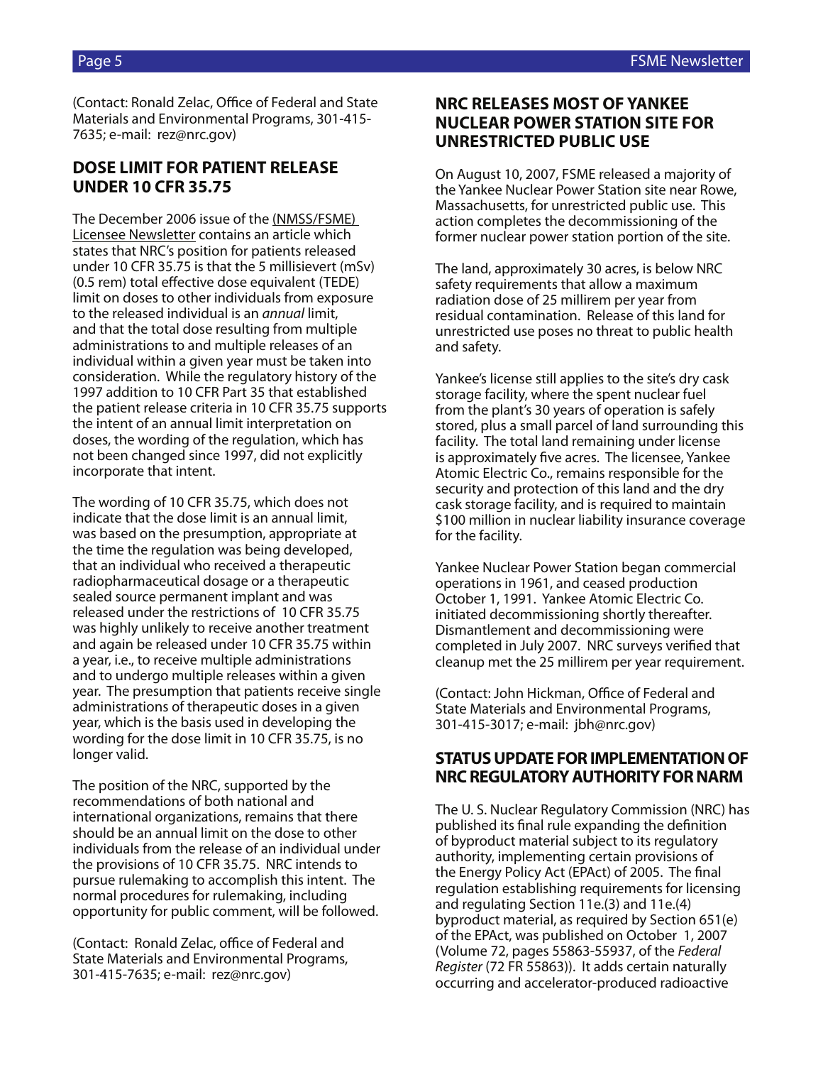(Contact: Ronald Zelac, Office of Federal and State Materials and Environmental Programs, 301-415-7635; e-mail: rez@nrc.gov)

## DOSE LIMIT FOR PATIENT RELEASE UNDER 10 CFR 35.75

The December 2006 issue of the (NMSS/FSME) Licensee Newsletter contains an article which states that NRC's position for patients released under 10 CFR 35.75 is that the 5 millisievert (mSv) (0.5 rem) total effective dose equivalent (TEDE) limit on doses to other individuals from exposure to the released individual is an *annual* limit, and that the total dose resulting from multiple administrations to and multiple releases of an individual within a given year must be taken into consideration. While the regulatory history of the 1997 addition to 10 CFR Part 35 that established the patient release criteria in 10 CFR 35.75 supports the intent of an annual limit interpretation on doses, the wording of the regulation, which has not been changed since 1997, did not explicitly incorporate that intent.

The wording of 10 CFR 35.75, which does not indicate that the dose limit is an annual limit, was based on the presumption, appropriate at the time the regulation was being developed, that an individual who received a therapeutic radiopharmaceutical dosage or a therapeutic sealed source permanent implant and was released under the restrictions of 10 CFR 35.75 was highly unlikely to receive another treatment and again be released under 10 CFR 35.75 within a year, i.e., to receive multiple administrations and to undergo multiple releases within a given year. The presumption that patients receive single administrations of therapeutic doses in a given year, which is the basis used in developing the wording for the dose limit in 10 CFR 35.75, is no longer valid.

The position of the NRC, supported by the recommendations of both national and international organizations, remains that there should be an annual limit on the dose to other individuals from the release of an individual under the provisions of 10 CFR 35.75. NRC intends to pursue rulemaking to accomplish this intent. The normal procedures for rulemaking, including opportunity for public comment, will be followed.

(Contact: Ronald Zelac, office of Federal and State Materials and Environmental Programs, 301-415-7635; e-mail: rez@nrc.gov)

## NRC RELEASES MOST OF YANKEE NUCLEAR POWER STATION SITE FOR UNRESTRICTED PUBLIC USE

On August 10, 2007, FSME released a majority of the Yankee Nuclear Power Station site near Rowe, Massachusetts, for unrestricted public use. This action completes the decommissioning of the former nuclear power station portion of the site.

The land, approximately 30 acres, is below NRC safety requirements that allow a maximum radiation dose of 25 millirem per year from residual contamination. Release of this land for unrestricted use poses no threat to public health and safety.

Yankee's license still applies to the site's dry cask storage facility, where the spent nuclear fuel from the plant's 30 years of operation is safely stored, plus a small parcel of land surrounding this facility. The total land remaining under license is approximately five acres. The licensee, Yankee Atomic Electric Co., remains responsible for the security and protection of this land and the dry cask storage facility, and is required to maintain $100 million in nuclear liability insurance coverage for the facility.

Yankee Nuclear Power Station began commercial operations in 1961, and ceased production October 1, 1991. Yankee Atomic Electric Co. initiated decommissioning shortly thereafter. Dismantlement and decommissioning were completed in July 2007. NRC surveys verified that cleanup met the 25 millirem per year requirement.

(Contact: John Hickman, Office of Federal and State Materials and Environmental Programs, 301-415-3017; e-mail: jbh@nrc.gov)

## STATUS UPDATE FOR IMPLEMENTATION OF NRC REGULATORY AUTHORITY FOR NARM

The U. S. Nuclear Regulatory Commission (NRC) has published its final rule expanding the definition of byproduct material subject to its regulatory authority, implementing certain provisions of the Energy Policy Act (EPAct) of 2005. The final regulation establishing requirements for licensing and regulating Section 11e.(3) and 11e.(4) byproduct material, as required by Section 651(e) of the EPAct, was published on October 1, 2007 (Volume 72, pages 55863-55937, of the *Federal Register* (72 FR 55863)). It adds certain naturally occurring and accelerator-produced radioactive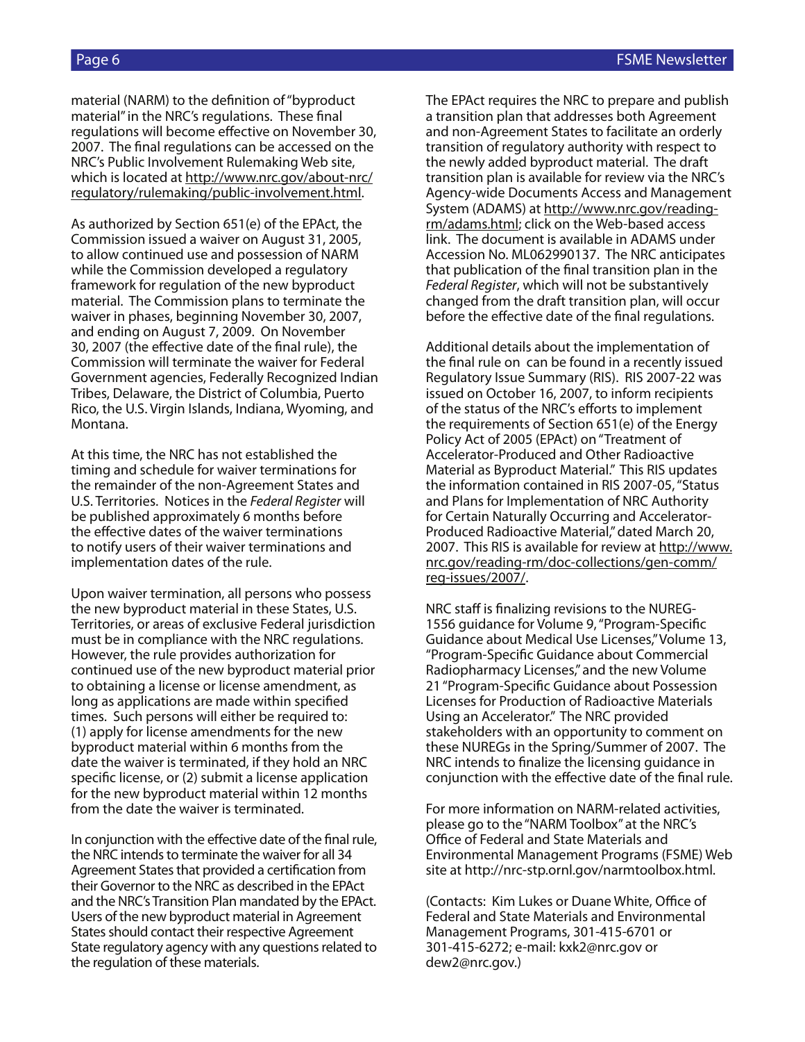material (NARM) to the definition of "byproduct material" in the NRC's regulations. These final regulations will become effective on November 30, 2007. The final regulations can be accessed on the NRC's Public Involvement Rulemaking Web site, which is located at http://www.nrc.gov/about-nrc/regulatory/rulemaking/public-involvement.html.

As authorized by Section 651(e) of the EPAct, the Commission issued a waiver on August 31, 2005, to allow continued use and possession of NARM while the Commission developed a regulatory framework for regulation of the new byproduct material. The Commission plans to terminate the waiver in phases, beginning November 30, 2007, and ending on August 7, 2009. On November 30, 2007 (the effective date of the final rule), the Commission will terminate the waiver for Federal Government agencies, Federally Recognized Indian Tribes, Delaware, the District of Columbia, Puerto Rico, the U.S. Virgin Islands, Indiana, Wyoming, and Montana.

At this time, the NRC has not established the timing and schedule for waiver terminations for the remainder of the non-Agreement States and U.S. Territories. Notices in the *Federal Register* will be published approximately 6 months before the effective dates of the waiver terminations to notify users of their waiver terminations and implementation dates of the rule.

Upon waiver termination, all persons who possess the new byproduct material in these States, U.S. Territories, or areas of exclusive Federal jurisdiction must be in compliance with the NRC regulations. However, the rule provides authorization for continued use of the new byproduct material prior to obtaining a license or license amendment, as long as applications are made within specified times. Such persons will either be required to: (1) apply for license amendments for the new byproduct material within 6 months from the date the waiver is terminated, if they hold an NRC specific license, or (2) submit a license application for the new byproduct material within 12 months from the date the waiver is terminated.

In conjunction with the effective date of the final rule, the NRC intends to terminate the waiver for all 34 Agreement States that provided a certification from their Governor to the NRC as described in the EPAct and the NRC's Transition Plan mandated by the EPAct. Users of the new byproduct material in Agreement States should contact their respective Agreement State regulatory agency with any questions related to the regulation of these materials.

The EPAct requires the NRC to prepare and publish a transition plan that addresses both Agreement and non-Agreement States to facilitate an orderly transition of regulatory authority with respect to the newly added byproduct material. The draft transition plan is available for review via the NRC's Agency-wide Documents Access and Management System (ADAMS) at http://www.nrc.gov/reading-rm/adams.html; click on the Web-based access link. The document is available in ADAMS under Accession No. ML062990137. The NRC anticipates that publication of the final transition plan in the *Federal Register*, which will not be substantively changed from the draft transition plan, will occur before the effective date of the final regulations.

Additional details about the implementation of the final rule on can be found in a recently issued Regulatory Issue Summary (RIS). RIS 2007-22 was issued on October 16, 2007, to inform recipients of the status of the NRC's efforts to implement the requirements of Section 651(e) of the Energy Policy Act of 2005 (EPAct) on "Treatment of Accelerator-Produced and Other Radioactive Material as Byproduct Material." This RIS updates the information contained in RIS 2007-05, "Status and Plans for Implementation of NRC Authority for Certain Naturally Occurring and Accelerator-Produced Radioactive Material," dated March 20, 2007. This RIS is available for review at http://www.nrc.gov/reading-rm/doc-collections/gen-comm/reg-issues/2007/.

NRC staff is finalizing revisions to the NUREG-1556 guidance for Volume 9, "Program-Specific Guidance about Medical Use Licenses," Volume 13, "Program-Specific Guidance about Commercial Radiopharmacy Licenses," and the new Volume 21 "Program-Specific Guidance about Possession Licenses for Production of Radioactive Materials Using an Accelerator." The NRC provided stakeholders with an opportunity to comment on these NUREGs in the Spring/Summer of 2007. The NRC intends to finalize the licensing guidance in conjunction with the effective date of the final rule.

For more information on NARM-related activities, please go to the "NARM Toolbox" at the NRC's Office of Federal and State Materials and Environmental Management Programs (FSME) Web site at http://nrc-stp.ornl.gov/narmtoolbox.html.

(Contacts: Kim Lukes or Duane White, Office of Federal and State Materials and Environmental Management Programs, 301-415-6701 or 301-415-6272; e-mail: kxk2@nrc.gov or dew2@nrc.gov.)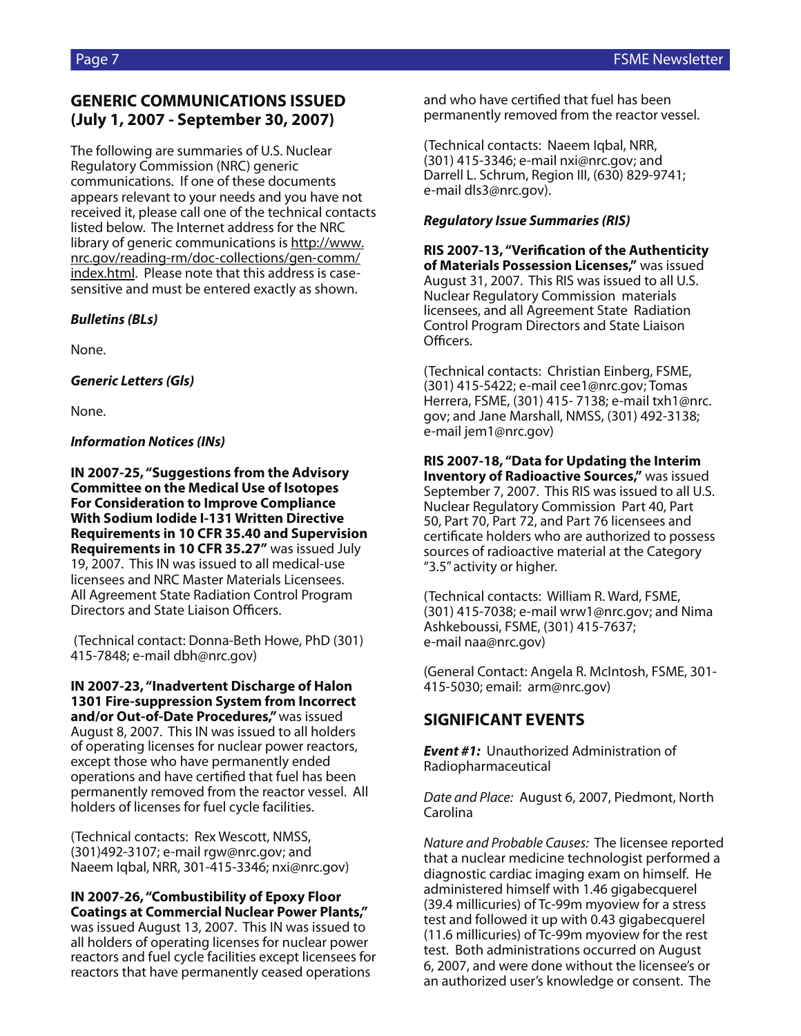## GENERIC COMMUNICATIONS ISSUED (July 1, 2007 - September 30, 2007)

The following are summaries of U.S. Nuclear Regulatory Commission (NRC) generic communications. If one of these documents appears relevant to your needs and you have not received it, please call one of the technical contacts listed below. The Internet address for the NRC library of generic communications is http://www.nrc.gov/reading-rm/doc-collections/gen-comm/index.html. Please note that this address is case-sensitive and must be entered exactly as shown.

***Bulletins (BLs)***

None.

***Generic Letters (Gls)***

None.

***Information Notices (INs)***

**IN 2007-25, "Suggestions from the Advisory Committee on the Medical Use of Isotopes For Consideration to Improve Compliance With Sodium Iodide I-131 Written Directive Requirements in 10 CFR 35.40 and Supervision Requirements in 10 CFR 35.27"** was issued July 19, 2007. This IN was issued to all medical-use licensees and NRC Master Materials Licensees. All Agreement State Radiation Control Program Directors and State Liaison Officers.

(Technical contact: Donna-Beth Howe, PhD (301) 415-7848; e-mail dbh@nrc.gov)

**IN 2007-23, "Inadvertent Discharge of Halon 1301 Fire-suppression System from Incorrect and/or Out-of-Date Procedures,"** was issued August 8, 2007. This IN was issued to all holders of operating licenses for nuclear power reactors, except those who have permanently ended operations and have certified that fuel has been permanently removed from the reactor vessel. All holders of licenses for fuel cycle facilities.

(Technical contacts: Rex Wescott, NMSS, (301)492-3107; e-mail rgw@nrc.gov; and Naeem Iqbal, NRR, 301-415-3346; nxi@nrc.gov)

**IN 2007-26, "Combustibility of Epoxy Floor Coatings at Commercial Nuclear Power Plants,"** was issued August 13, 2007. This IN was issued to all holders of operating licenses for nuclear power reactors and fuel cycle facilities except licensees for reactors that have permanently ceased operations and who have certified that fuel has been permanently removed from the reactor vessel.

(Technical contacts: Naeem Iqbal, NRR, (301) 415-3346; e-mail nxi@nrc.gov; and Darrell L. Schrum, Region III, (630) 829-9741; e-mail dls3@nrc.gov).

***Regulatory Issue Summaries (RIS)***

**RIS 2007-13, "Verification of the Authenticity of Materials Possession Licenses,"** was issued August 31, 2007. This RIS was issued to all U.S. Nuclear Regulatory Commission materials licensees, and all Agreement State Radiation Control Program Directors and State Liaison Officers.

(Technical contacts: Christian Einberg, FSME, (301) 415-5422; e-mail cee1@nrc.gov; Tomas Herrera, FSME, (301) 415- 7138; e-mail txh1@nrc.gov; and Jane Marshall, NMSS, (301) 492-3138; e-mail jem1@nrc.gov)

**RIS 2007-18, "Data for Updating the Interim Inventory of Radioactive Sources,"** was issued September 7, 2007. This RIS was issued to all U.S. Nuclear Regulatory Commission Part 40, Part 50, Part 70, Part 72, and Part 76 licensees and certificate holders who are authorized to possess sources of radioactive material at the Category "3.5" activity or higher.

(Technical contacts: William R. Ward, FSME, (301) 415-7038; e-mail wrw1@nrc.gov; and Nima Ashkeboussi, FSME, (301) 415-7637; e-mail naa@nrc.gov)

(General Contact: Angela R. McIntosh, FSME, 301-415-5030; email: arm@nrc.gov)

## SIGNIFICANT EVENTS

***Event #1:*** Unauthorized Administration of Radiopharmaceutical

*Date and Place:* August 6, 2007, Piedmont, North Carolina

*Nature and Probable Causes:* The licensee reported that a nuclear medicine technologist performed a diagnostic cardiac imaging exam on himself. He administered himself with 1.46 gigabecquerel (39.4 millicuries) of Tc-99m myoview for a stress test and followed it up with 0.43 gigabecquerel (11.6 millicuries) of Tc-99m myoview for the rest test. Both administrations occurred on August 6, 2007, and were done without the licensee's or an authorized user's knowledge or consent. The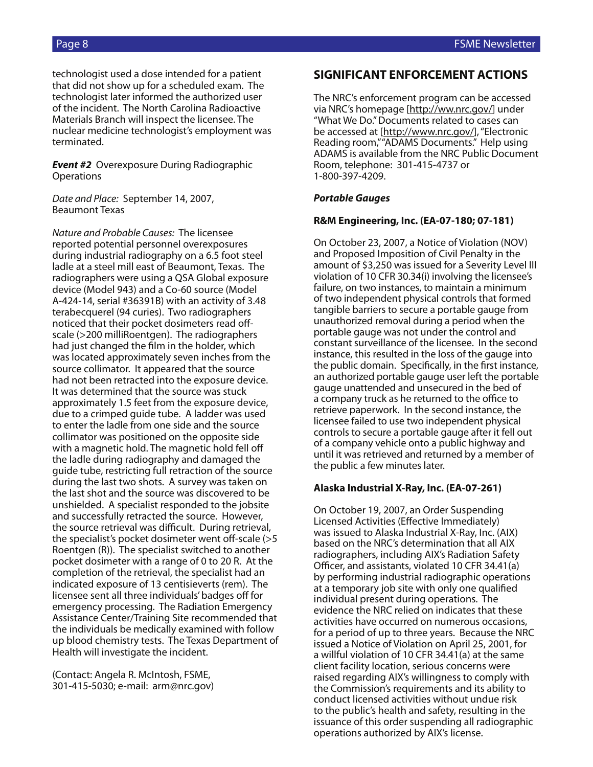technologist used a dose intended for a patient that did not show up for a scheduled exam. The technologist later informed the authorized user of the incident. The North Carolina Radioactive Materials Branch will inspect the licensee. The nuclear medicine technologist's employment was terminated.

***Event #2*** Overexposure During Radiographic Operations

*Date and Place:* September 14, 2007, Beaumont Texas

*Nature and Probable Causes:* The licensee reported potential personnel overexposures during industrial radiography on a 6.5 foot steel ladle at a steel mill east of Beaumont, Texas. The radiographers were using a QSA Global exposure device (Model 943) and a Co-60 source (Model A-424-14, serial #36391B) with an activity of 3.48 terabecquerel (94 curies). Two radiographers noticed that their pocket dosimeters read off-scale (>200 milliRoentgen). The radiographers had just changed the film in the holder, which was located approximately seven inches from the source collimator. It appeared that the source had not been retracted into the exposure device. It was determined that the source was stuck approximately 1.5 feet from the exposure device, due to a crimped guide tube. A ladder was used to enter the ladle from one side and the source collimator was positioned on the opposite side with a magnetic hold. The magnetic hold fell off the ladle during radiography and damaged the guide tube, restricting full retraction of the source during the last two shots. A survey was taken on the last shot and the source was discovered to be unshielded. A specialist responded to the jobsite and successfully retracted the source. However, the source retrieval was difficult. During retrieval, the specialist's pocket dosimeter went off-scale (>5 Roentgen (R)). The specialist switched to another pocket dosimeter with a range of 0 to 20 R. At the completion of the retrieval, the specialist had an indicated exposure of 13 centisieverts (rem). The licensee sent all three individuals' badges off for emergency processing. The Radiation Emergency Assistance Center/Training Site recommended that the individuals be medically examined with follow up blood chemistry tests. The Texas Department of Health will investigate the incident.

(Contact: Angela R. McIntosh, FSME, 301-415-5030; e-mail: arm@nrc.gov)

## SIGNIFICANT ENFORCEMENT ACTIONS

The NRC's enforcement program can be accessed via NRC's homepage [http://ww.nrc.gov/] under "What We Do." Documents related to cases can be accessed at [http://www.nrc.gov/], "Electronic Reading room," "ADAMS Documents." Help using ADAMS is available from the NRC Public Document Room, telephone: 301-415-4737 or 1-800-397-4209.

***Portable Gauges***

**R&M Engineering, Inc. (EA-07-180; 07-181)**

On October 23, 2007, a Notice of Violation (NOV) and Proposed Imposition of Civil Penalty in the amount of $3,250 was issued for a Severity Level III violation of 10 CFR 30.34(i) involving the licensee's failure, on two instances, to maintain a minimum of two independent physical controls that formed tangible barriers to secure a portable gauge from unauthorized removal during a period when the portable gauge was not under the control and constant surveillance of the licensee. In the second instance, this resulted in the loss of the gauge into the public domain. Specifically, in the first instance, an authorized portable gauge user left the portable gauge unattended and unsecured in the bed of a company truck as he returned to the office to retrieve paperwork. In the second instance, the licensee failed to use two independent physical controls to secure a portable gauge after it fell out of a company vehicle onto a public highway and until it was retrieved and returned by a member of the public a few minutes later.

**Alaska Industrial X-Ray, Inc. (EA-07-261)**

On October 19, 2007, an Order Suspending Licensed Activities (Effective Immediately) was issued to Alaska Industrial X-Ray, Inc. (AIX) based on the NRC's determination that all AIX radiographers, including AIX's Radiation Safety Officer, and assistants, violated 10 CFR 34.41(a) by performing industrial radiographic operations at a temporary job site with only one qualified individual present during operations. The evidence the NRC relied on indicates that these activities have occurred on numerous occasions, for a period of up to three years. Because the NRC issued a Notice of Violation on April 25, 2001, for a willful violation of 10 CFR 34.41(a) at the same client facility location, serious concerns were raised regarding AIX's willingness to comply with the Commission's requirements and its ability to conduct licensed activities without undue risk to the public's health and safety, resulting in the issuance of this order suspending all radiographic operations authorized by AIX's license.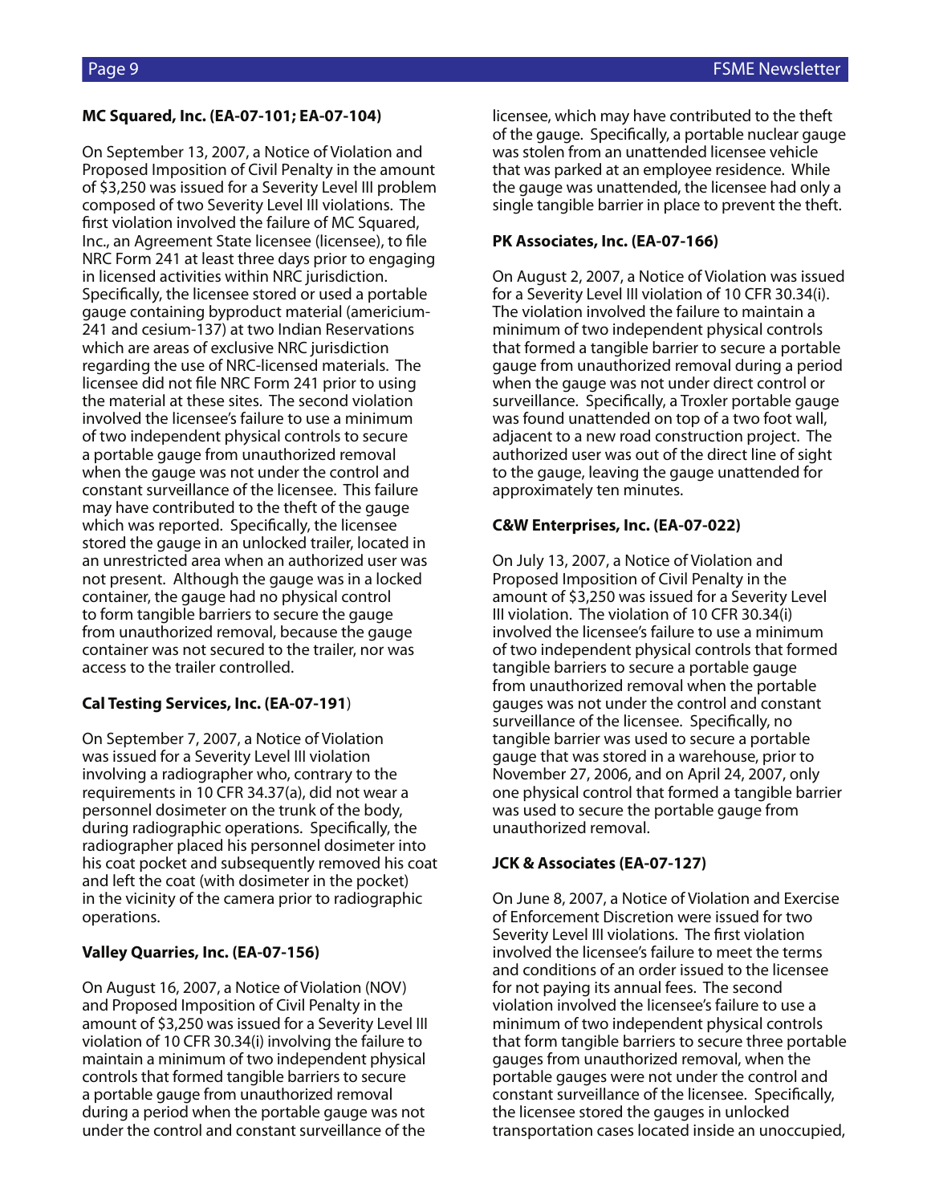**MC Squared, Inc. (EA-07-101; EA-07-104)**

On September 13, 2007, a Notice of Violation and Proposed Imposition of Civil Penalty in the amount of $3,250 was issued for a Severity Level III problem composed of two Severity Level III violations. The first violation involved the failure of MC Squared, Inc., an Agreement State licensee (licensee), to file NRC Form 241 at least three days prior to engaging in licensed activities within NRC jurisdiction. Specifically, the licensee stored or used a portable gauge containing byproduct material (americium-241 and cesium-137) at two Indian Reservations which are areas of exclusive NRC jurisdiction regarding the use of NRC-licensed materials. The licensee did not file NRC Form 241 prior to using the material at these sites. The second violation involved the licensee's failure to use a minimum of two independent physical controls to secure a portable gauge from unauthorized removal when the gauge was not under the control and constant surveillance of the licensee. This failure may have contributed to the theft of the gauge which was reported. Specifically, the licensee stored the gauge in an unlocked trailer, located in an unrestricted area when an authorized user was not present. Although the gauge was in a locked container, the gauge had no physical control to form tangible barriers to secure the gauge from unauthorized removal, because the gauge container was not secured to the trailer, nor was access to the trailer controlled.

**Cal Testing Services, Inc. (EA-07-191)**

On September 7, 2007, a Notice of Violation was issued for a Severity Level III violation involving a radiographer who, contrary to the requirements in 10 CFR 34.37(a), did not wear a personnel dosimeter on the trunk of the body, during radiographic operations. Specifically, the radiographer placed his personnel dosimeter into his coat pocket and subsequently removed his coat and left the coat (with dosimeter in the pocket) in the vicinity of the camera prior to radiographic operations.

**Valley Quarries, Inc. (EA-07-156)**

On August 16, 2007, a Notice of Violation (NOV) and Proposed Imposition of Civil Penalty in the amount of $3,250 was issued for a Severity Level III violation of 10 CFR 30.34(i) involving the failure to maintain a minimum of two independent physical controls that formed tangible barriers to secure a portable gauge from unauthorized removal during a period when the portable gauge was not under the control and constant surveillance of the licensee, which may have contributed to the theft of the gauge. Specifically, a portable nuclear gauge was stolen from an unattended licensee vehicle that was parked at an employee residence. While the gauge was unattended, the licensee had only a single tangible barrier in place to prevent the theft.

**PK Associates, Inc. (EA-07-166)**

On August 2, 2007, a Notice of Violation was issued for a Severity Level III violation of 10 CFR 30.34(i). The violation involved the failure to maintain a minimum of two independent physical controls that formed a tangible barrier to secure a portable gauge from unauthorized removal during a period when the gauge was not under direct control or surveillance. Specifically, a Troxler portable gauge was found unattended on top of a two foot wall, adjacent to a new road construction project. The authorized user was out of the direct line of sight to the gauge, leaving the gauge unattended for approximately ten minutes.

**C&W Enterprises, Inc. (EA-07-022)**

On July 13, 2007, a Notice of Violation and Proposed Imposition of Civil Penalty in the amount of $3,250 was issued for a Severity Level III violation. The violation of 10 CFR 30.34(i) involved the licensee's failure to use a minimum of two independent physical controls that formed tangible barriers to secure a portable gauge from unauthorized removal when the portable gauges was not under the control and constant surveillance of the licensee. Specifically, no tangible barrier was used to secure a portable gauge that was stored in a warehouse, prior to November 27, 2006, and on April 24, 2007, only one physical control that formed a tangible barrier was used to secure the portable gauge from unauthorized removal.

**JCK & Associates (EA-07-127)**

On June 8, 2007, a Notice of Violation and Exercise of Enforcement Discretion were issued for two Severity Level III violations. The first violation involved the licensee's failure to meet the terms and conditions of an order issued to the licensee for not paying its annual fees. The second violation involved the licensee's failure to use a minimum of two independent physical controls that form tangible barriers to secure three portable gauges from unauthorized removal, when the portable gauges were not under the control and constant surveillance of the licensee. Specifically, the licensee stored the gauges in unlocked transportation cases located inside an unoccupied,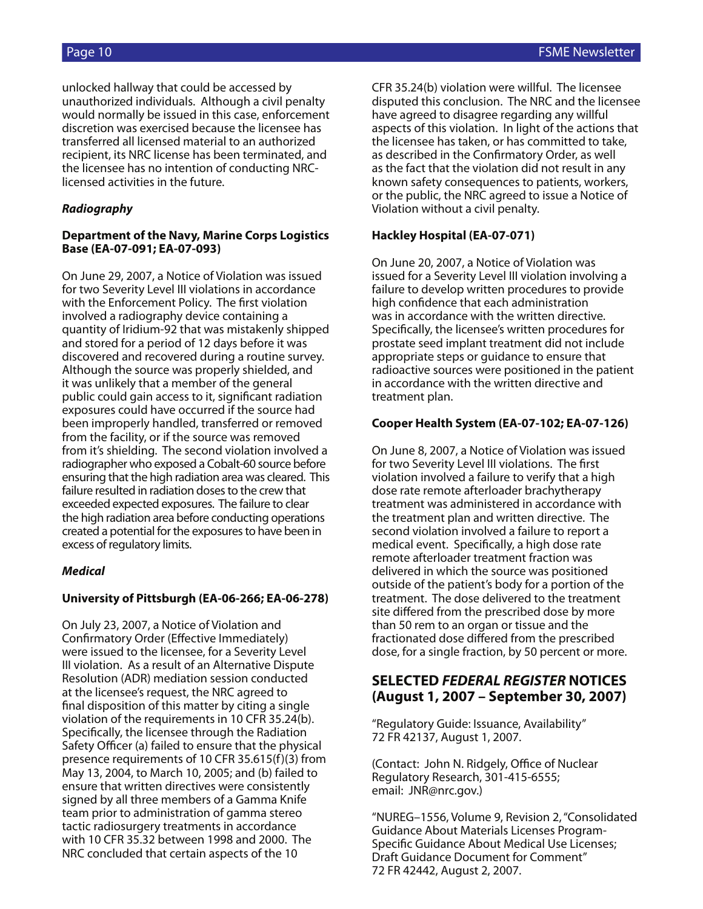unlocked hallway that could be accessed by unauthorized individuals. Although a civil penalty would normally be issued in this case, enforcement discretion was exercised because the licensee has transferred all licensed material to an authorized recipient, its NRC license has been terminated, and the licensee has no intention of conducting NRC-licensed activities in the future.

***Radiography***

**Department of the Navy, Marine Corps Logistics Base (EA-07-091; EA-07-093)**

On June 29, 2007, a Notice of Violation was issued for two Severity Level III violations in accordance with the Enforcement Policy. The first violation involved a radiography device containing a quantity of Iridium-92 that was mistakenly shipped and stored for a period of 12 days before it was discovered and recovered during a routine survey. Although the source was properly shielded, and it was unlikely that a member of the general public could gain access to it, significant radiation exposures could have occurred if the source had been improperly handled, transferred or removed from the facility, or if the source was removed from it's shielding. The second violation involved a radiographer who exposed a Cobalt-60 source before ensuring that the high radiation area was cleared. This failure resulted in radiation doses to the crew that exceeded expected exposures. The failure to clear the high radiation area before conducting operations created a potential for the exposures to have been in excess of regulatory limits.

***Medical***

**University of Pittsburgh (EA-06-266; EA-06-278)**

On July 23, 2007, a Notice of Violation and Confirmatory Order (Effective Immediately) were issued to the licensee, for a Severity Level III violation. As a result of an Alternative Dispute Resolution (ADR) mediation session conducted at the licensee's request, the NRC agreed to final disposition of this matter by citing a single violation of the requirements in 10 CFR 35.24(b). Specifically, the licensee through the Radiation Safety Officer (a) failed to ensure that the physical presence requirements of 10 CFR 35.615(f)(3) from May 13, 2004, to March 10, 2005; and (b) failed to ensure that written directives were consistently signed by all three members of a Gamma Knife team prior to administration of gamma stereo tactic radiosurgery treatments in accordance with 10 CFR 35.32 between 1998 and 2000. The NRC concluded that certain aspects of the 10 CFR 35.24(b) violation were willful. The licensee disputed this conclusion. The NRC and the licensee have agreed to disagree regarding any willful aspects of this violation. In light of the actions that the licensee has taken, or has committed to take, as described in the Confirmatory Order, as well as the fact that the violation did not result in any known safety consequences to patients, workers, or the public, the NRC agreed to issue a Notice of Violation without a civil penalty.

**Hackley Hospital (EA-07-071)**

On June 20, 2007, a Notice of Violation was issued for a Severity Level III violation involving a failure to develop written procedures to provide high confidence that each administration was in accordance with the written directive. Specifically, the licensee's written procedures for prostate seed implant treatment did not include appropriate steps or guidance to ensure that radioactive sources were positioned in the patient in accordance with the written directive and treatment plan.

**Cooper Health System (EA-07-102; EA-07-126)**

On June 8, 2007, a Notice of Violation was issued for two Severity Level III violations. The first violation involved a failure to verify that a high dose rate remote afterloader brachytherapy treatment was administered in accordance with the treatment plan and written directive. The second violation involved a failure to report a medical event. Specifically, a high dose rate remote afterloader treatment fraction was delivered in which the source was positioned outside of the patient's body for a portion of the treatment. The dose delivered to the treatment site differed from the prescribed dose by more than 50 rem to an organ or tissue and the fractionated dose differed from the prescribed dose, for a single fraction, by 50 percent or more.

## SELECTED *FEDERAL REGISTER* NOTICES (August 1, 2007 – September 30, 2007)

"Regulatory Guide: Issuance, Availability"
72 FR 42137, August 1, 2007.

(Contact: John N. Ridgely, Office of Nuclear Regulatory Research, 301-415-6555; email: JNR@nrc.gov.)

"NUREG–1556, Volume 9, Revision 2, "Consolidated Guidance About Materials Licenses Program-Specific Guidance About Medical Use Licenses; Draft Guidance Document for Comment"
72 FR 42442, August 2, 2007.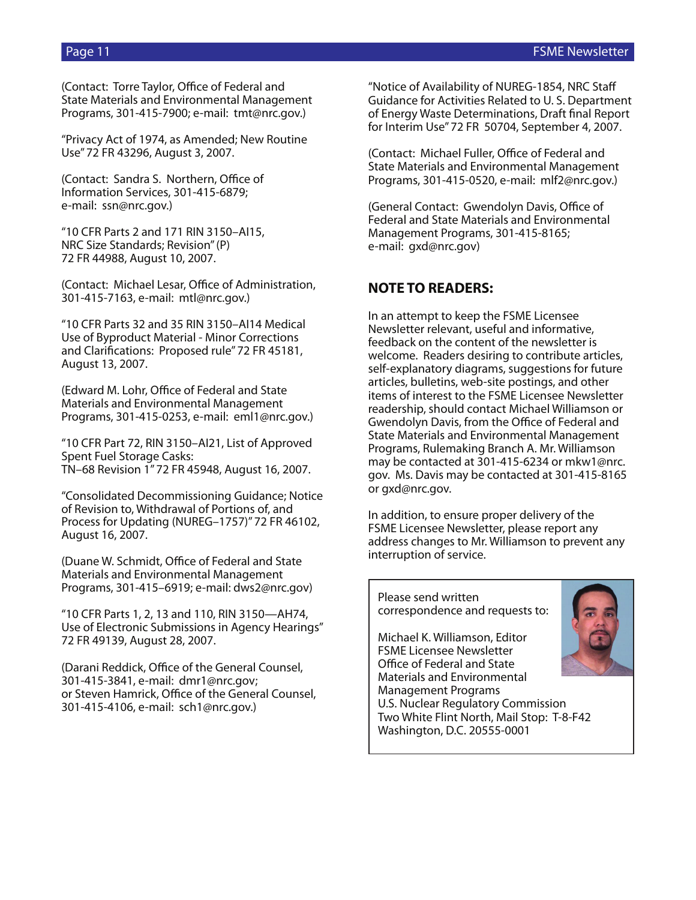(Contact: Torre Taylor, Office of Federal and State Materials and Environmental Management Programs, 301-415-7900; e-mail: tmt@nrc.gov.)

"Privacy Act of 1974, as Amended; New Routine Use" 72 FR 43296, August 3, 2007.

(Contact: Sandra S. Northern, Office of Information Services, 301-415-6879; e-mail: ssn@nrc.gov.)

"10 CFR Parts 2 and 171 RIN 3150–AI15, NRC Size Standards; Revision" (P) 72 FR 44988, August 10, 2007.

(Contact: Michael Lesar, Office of Administration, 301-415-7163, e-mail: mtl@nrc.gov.)

"10 CFR Parts 32 and 35 RIN 3150–AI14 Medical Use of Byproduct Material - Minor Corrections and Clarifications: Proposed rule" 72 FR 45181, August 13, 2007.

(Edward M. Lohr, Office of Federal and State Materials and Environmental Management Programs, 301-415-0253, e-mail: eml1@nrc.gov.)

"10 CFR Part 72, RIN 3150–AI21, List of Approved Spent Fuel Storage Casks: TN–68 Revision 1" 72 FR 45948, August 16, 2007.

"Consolidated Decommissioning Guidance; Notice of Revision to, Withdrawal of Portions of, and Process for Updating (NUREG–1757)" 72 FR 46102, August 16, 2007.

(Duane W. Schmidt, Office of Federal and State Materials and Environmental Management Programs, 301-415–6919; e-mail: dws2@nrc.gov)

"10 CFR Parts 1, 2, 13 and 110, RIN 3150—AH74, Use of Electronic Submissions in Agency Hearings" 72 FR 49139, August 28, 2007.

(Darani Reddick, Office of the General Counsel, 301-415-3841, e-mail: dmr1@nrc.gov; or Steven Hamrick, Office of the General Counsel, 301-415-4106, e-mail: sch1@nrc.gov.)

"Notice of Availability of NUREG-1854, NRC Staff Guidance for Activities Related to U. S. Department of Energy Waste Determinations, Draft final Report for Interim Use" 72 FR 50704, September 4, 2007.

(Contact: Michael Fuller, Office of Federal and State Materials and Environmental Management Programs, 301-415-0520, e-mail: mlf2@nrc.gov.)

(General Contact: Gwendolyn Davis, Office of Federal and State Materials and Environmental Management Programs, 301-415-8165; e-mail: gxd@nrc.gov)

## NOTE TO READERS:

In an attempt to keep the FSME Licensee Newsletter relevant, useful and informative, feedback on the content of the newsletter is welcome. Readers desiring to contribute articles, self-explanatory diagrams, suggestions for future articles, bulletins, web-site postings, and other items of interest to the FSME Licensee Newsletter readership, should contact Michael Williamson or Gwendolyn Davis, from the Office of Federal and State Materials and Environmental Management Programs, Rulemaking Branch A. Mr. Williamson may be contacted at 301-415-6234 or mkw1@nrc.gov. Ms. Davis may be contacted at 301-415-8165 or gxd@nrc.gov.

In addition, to ensure proper delivery of the FSME Licensee Newsletter, please report any address changes to Mr. Williamson to prevent any interruption of service.

Please send written correspondence and requests to:

Michael K. Williamson, Editor
FSME Licensee Newsletter
Office of Federal and State Materials and Environmental Management Programs
U.S. Nuclear Regulatory Commission
Two White Flint North, Mail Stop: T-8-F42
Washington, D.C. 20555-0001